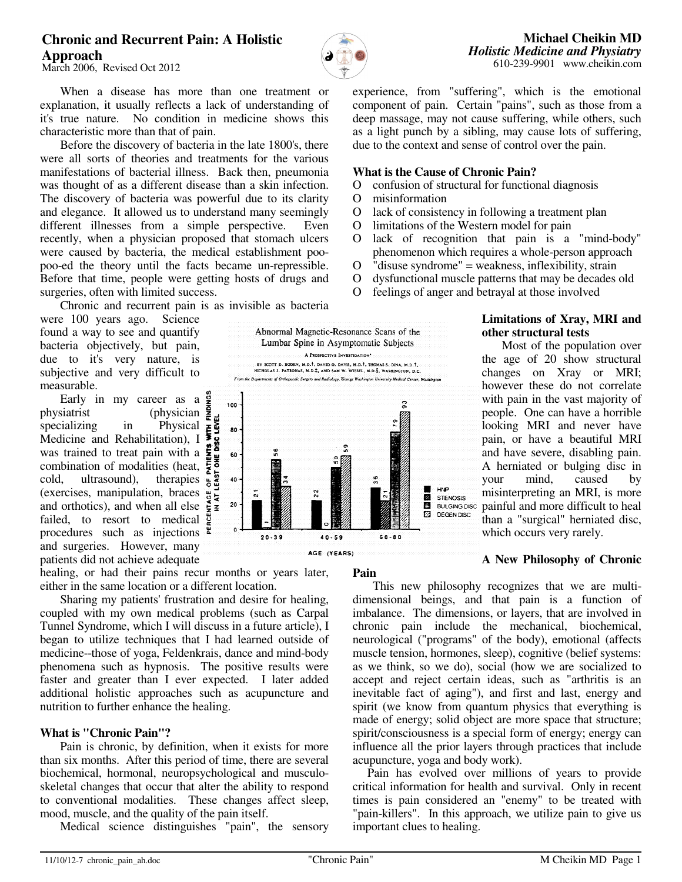# Chronic and Recurrent Pain: A Holistic Approach

March 2006, Revised Oct 2012

**Michael Cheikin MD**
*Holistic Medicine and Physiatry*
610-239-9901 www.cheikin.com

When a disease has more than one treatment or explanation, it usually reflects a lack of understanding of it's true nature. No condition in medicine shows this characteristic more than that of pain.

Before the discovery of bacteria in the late 1800's, there were all sorts of theories and treatments for the various manifestations of bacterial illness. Back then, pneumonia was thought of as a different disease than a skin infection. The discovery of bacteria was powerful due to its clarity and elegance. It allowed us to understand many seemingly different illnesses from a simple perspective. Even recently, when a physician proposed that stomach ulcers were caused by bacteria, the medical establishment poo-poo-ed the theory until the facts became un-repressible. Before that time, people were getting hosts of drugs and surgeries, often with limited success.

Chronic and recurrent pain is as invisible as bacteria were 100 years ago. Science found a way to see and quantify bacteria objectively, but pain, due to it's very nature, is subjective and very difficult to measurable.

Early in my career as a physiatrist (physician specializing in Physical Medicine and Rehabilitation), I was trained to treat pain with a combination of modalities (heat, cold, ultrasound), therapies (exercises, manipulation, braces and orthotics), and when all else failed, to resort to medical procedures such as injections and surgeries. However, many patients did not achieve adequate healing, or had their pains recur months or years later, either in the same location or a different location.

Sharing my patients' frustration and desire for healing, coupled with my own medical problems (such as Carpal Tunnel Syndrome, which I will discuss in a future article), I began to utilize techniques that I had learned outside of medicine--those of yoga, Feldenkrais, dance and mind-body phenomena such as hypnosis. The positive results were faster and greater than I ever expected. I later added additional holistic approaches such as acupuncture and nutrition to further enhance the healing.

Abnormal Magnetic-Resonance Scans of the Lumbar Spine in Asymptomatic Subjects

A Prospective Investigation*

BY SCOTT D. BODEN, M.D.†, DAVID O. DAVIS, M.D.†, THOMAS S. DINA, M.D.†, NICHOLAS J. PATRONAS, M.D.‡, AND SAM W. WIESEL, M.D.§, WASHINGTON, D.C.

*From the Departments of Orthopaedic Surgery and Radiology, George Washington University Medical Center, Washington*

Percentage of patients with findings in at least one disc level, by age (years):

| Age (years) | HNP | Stenosis | Bulging Disc | Degen Disc |
|---|---|---|---|---|
| 20-39 | 21 | 1 | 56 | 34 |
| 40-59 | 22 | 0 | 50 | 59 |
| 60-80 | 36 | 21 | 79 | 93 |

## What is "Chronic Pain"?

Pain is chronic, by definition, when it exists for more than six months. After this period of time, there are several biochemical, hormonal, neuropsychological and musculo-skeletal changes that occur that alter the ability to respond to conventional modalities. These changes affect sleep, mood, muscle, and the quality of the pain itself.

Medical science distinguishes "pain", the sensory experience, from "suffering", which is the emotional component of pain. Certain "pains", such as those from a deep massage, may not cause suffering, while others, such as a light punch by a sibling, may cause lots of suffering, due to the context and sense of control over the pain.

## What is the Cause of Chronic Pain?

- confusion of structural for functional diagnosis
- misinformation
- lack of consistency in following a treatment plan
- limitations of the Western model for pain
- lack of recognition that pain is a "mind-body" phenomenon which requires a whole-person approach
- "disuse syndrome" = weakness, inflexibility, strain
- dysfunctional muscle patterns that may be decades old
- feelings of anger and betrayal at those involved

## Limitations of Xray, MRI and other structural tests

Most of the population over the age of 20 show structural changes on Xray or MRI; however these do not correlate with pain in the vast majority of people. One can have a horrible looking MRI and never have pain, or have a beautiful MRI and have severe, disabling pain. A herniated or bulging disc in your mind, caused by misinterpreting an MRI, is more painful and more difficult to heal than a "surgical" herniated disc, which occurs very rarely.

## A New Philosophy of Chronic Pain

This new philosophy recognizes that we are multi-dimensional beings, and that pain is a function of imbalance. The dimensions, or layers, that are involved in chronic pain include the mechanical, biochemical, neurological ("programs" of the body), emotional (affects muscle tension, hormones, sleep), cognitive (belief systems: as we think, so we do), social (how we are socialized to accept and reject certain ideas, such as "arthritis is an inevitable fact of aging"), and first and last, energy and spirit (we know from quantum physics that everything is made of energy; solid object are more space that structure; spirit/consciousness is a special form of energy; energy can influence all the prior layers through practices that include acupuncture, yoga and body work).

Pain has evolved over millions of years to provide critical information for health and survival. Only in recent times is pain considered an "enemy" to be treated with "pain-killers". In this approach, we utilize pain to give us important clues to healing.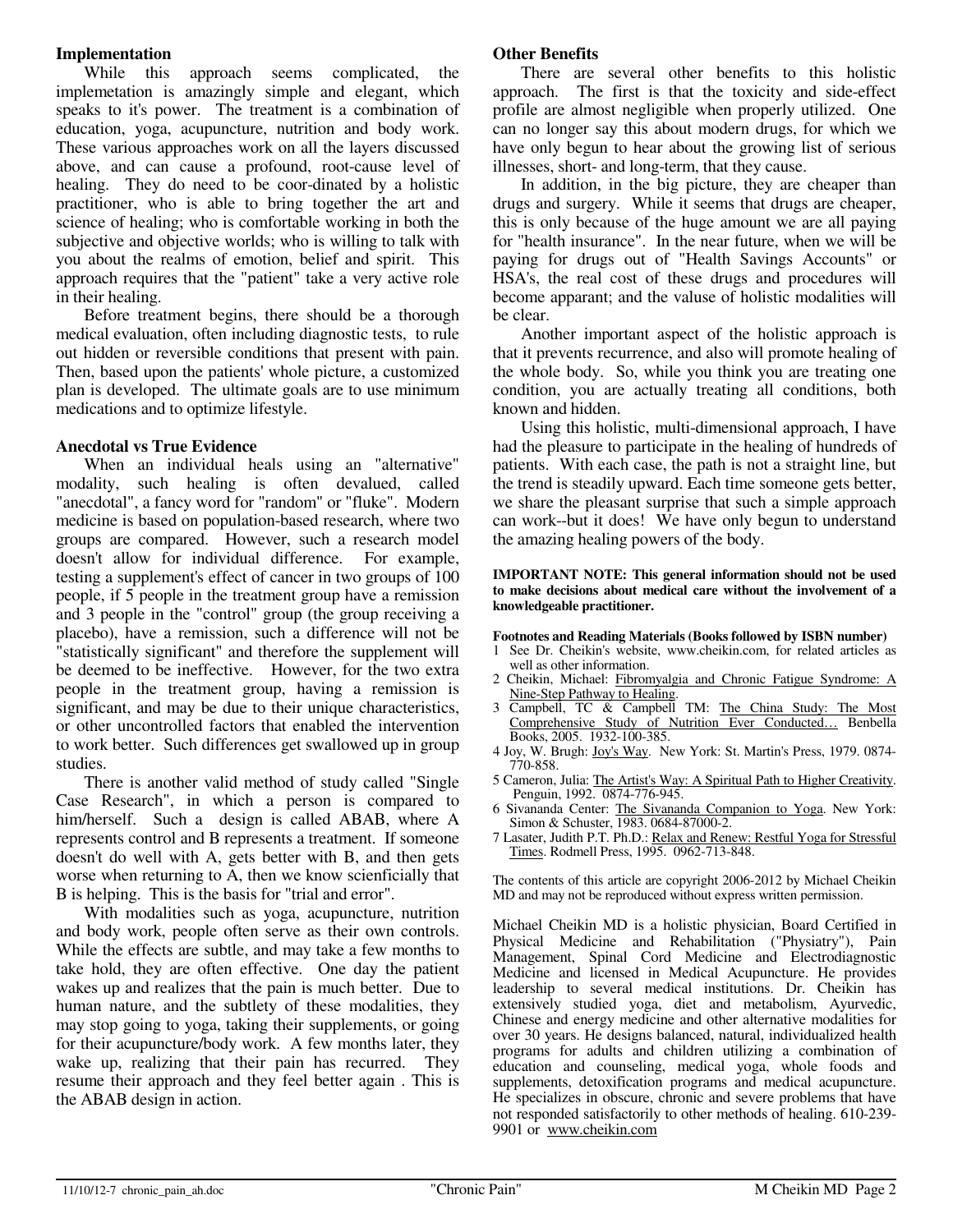## Implementation

While this approach seems complicated, the implemetation is amazingly simple and elegant, which speaks to it's power. The treatment is a combination of education, yoga, acupuncture, nutrition and body work. These various approaches work on all the layers discussed above, and can cause a profound, root-cause level of healing. They do need to be coor-dinated by a holistic practitioner, who is able to bring together the art and science of healing; who is comfortable working in both the subjective and objective worlds; who is willing to talk with you about the realms of emotion, belief and spirit. This approach requires that the "patient" take a very active role in their healing.

Before treatment begins, there should be a thorough medical evaluation, often including diagnostic tests, to rule out hidden or reversible conditions that present with pain. Then, based upon the patients' whole picture, a customized plan is developed. The ultimate goals are to use minimum medications and to optimize lifestyle.

## Anecdotal vs True Evidence

When an individual heals using an "alternative" modality, such healing is often devalued, called "anecdotal", a fancy word for "random" or "fluke". Modern medicine is based on population-based research, where two groups are compared. However, such a research model doesn't allow for individual difference. For example, testing a supplement's effect of cancer in two groups of 100 people, if 5 people in the treatment group have a remission and 3 people in the "control" group (the group receiving a placebo), have a remission, such a difference will not be "statistically significant" and therefore the supplement will be deemed to be ineffective. However, for the two extra people in the treatment group, having a remission is significant, and may be due to their unique characteristics, or other uncontrolled factors that enabled the intervention to work better. Such differences get swallowed up in group studies.

There is another valid method of study called "Single Case Research", in which a person is compared to him/herself. Such a design is called ABAB, where A represents control and B represents a treatment. If someone doesn't do well with A, gets better with B, and then gets worse when returning to A, then we know scienficially that B is helping. This is the basis for "trial and error".

With modalities such as yoga, acupuncture, nutrition and body work, people often serve as their own controls. While the effects are subtle, and may take a few months to take hold, they are often effective. One day the patient wakes up and realizes that the pain is much better. Due to human nature, and the subtlety of these modalities, they may stop going to yoga, taking their supplements, or going for their acupuncture/body work. A few months later, they wake up, realizing that their pain has recurred. They resume their approach and they feel better again . This is the ABAB design in action.

## Other Benefits

There are several other benefits to this holistic approach. The first is that the toxicity and side-effect profile are almost negligible when properly utilized. One can no longer say this about modern drugs, for which we have only begun to hear about the growing list of serious illnesses, short- and long-term, that they cause.

In addition, in the big picture, they are cheaper than drugs and surgery. While it seems that drugs are cheaper, this is only because of the huge amount we are all paying for "health insurance". In the near future, when we will be paying for drugs out of "Health Savings Accounts" or HSA's, the real cost of these drugs and procedures will become apparant; and the valuse of holistic modalities will be clear.

Another important aspect of the holistic approach is that it prevents recurrence, and also will promote healing of the whole body. So, while you think you are treating one condition, you are actually treating all conditions, both known and hidden.

Using this holistic, multi-dimensional approach, I have had the pleasure to participate in the healing of hundreds of patients. With each case, the path is not a straight line, but the trend is steadily upward. Each time someone gets better, we share the pleasant surprise that such a simple approach can work--but it does! We have only begun to understand the amazing healing powers of the body.

**IMPORTANT NOTE: This general information should not be used to make decisions about medical care without the involvement of a knowledgeable practitioner.**

**Footnotes and Reading Materials (Books followed by ISBN number)**

1. See Dr. Cheikin's website, www.cheikin.com, for related articles as well as other information.
2. Cheikin, Michael: Fibromyalgia and Chronic Fatigue Syndrome: A Nine-Step Pathway to Healing.
3. Campbell, TC & Campbell TM: The China Study: The Most Comprehensive Study of Nutrition Ever Conducted… Benbella Books, 2005. 1932-100-385.
4. Joy, W. Brugh: Joy's Way. New York: St. Martin's Press, 1979. 0874-770-858.
5. Cameron, Julia: The Artist's Way: A Spiritual Path to Higher Creativity. Penguin, 1992. 0874-776-945.
6. Sivananda Center: The Sivananda Companion to Yoga. New York: Simon & Schuster, 1983. 0684-87000-2.
7. Lasater, Judith P.T. Ph.D.: Relax and Renew: Restful Yoga for Stressful Times. Rodmell Press, 1995. 0962-713-848.

The contents of this article are copyright 2006-2012 by Michael Cheikin MD and may not be reproduced without express written permission.

Michael Cheikin MD is a holistic physician, Board Certified in Physical Medicine and Rehabilitation ("Physiatry"), Pain Management, Spinal Cord Medicine and Electrodiagnostic Medicine and licensed in Medical Acupuncture. He provides leadership to several medical institutions. Dr. Cheikin has extensively studied yoga, diet and metabolism, Ayurvedic, Chinese and energy medicine and other alternative modalities for over 30 years. He designs balanced, natural, individualized health programs for adults and children utilizing a combination of education and counseling, medical yoga, whole foods and supplements, detoxification programs and medical acupuncture. He specializes in obscure, chronic and severe problems that have not responded satisfactorily to other methods of healing. 610-239-9901 or www.cheikin.com